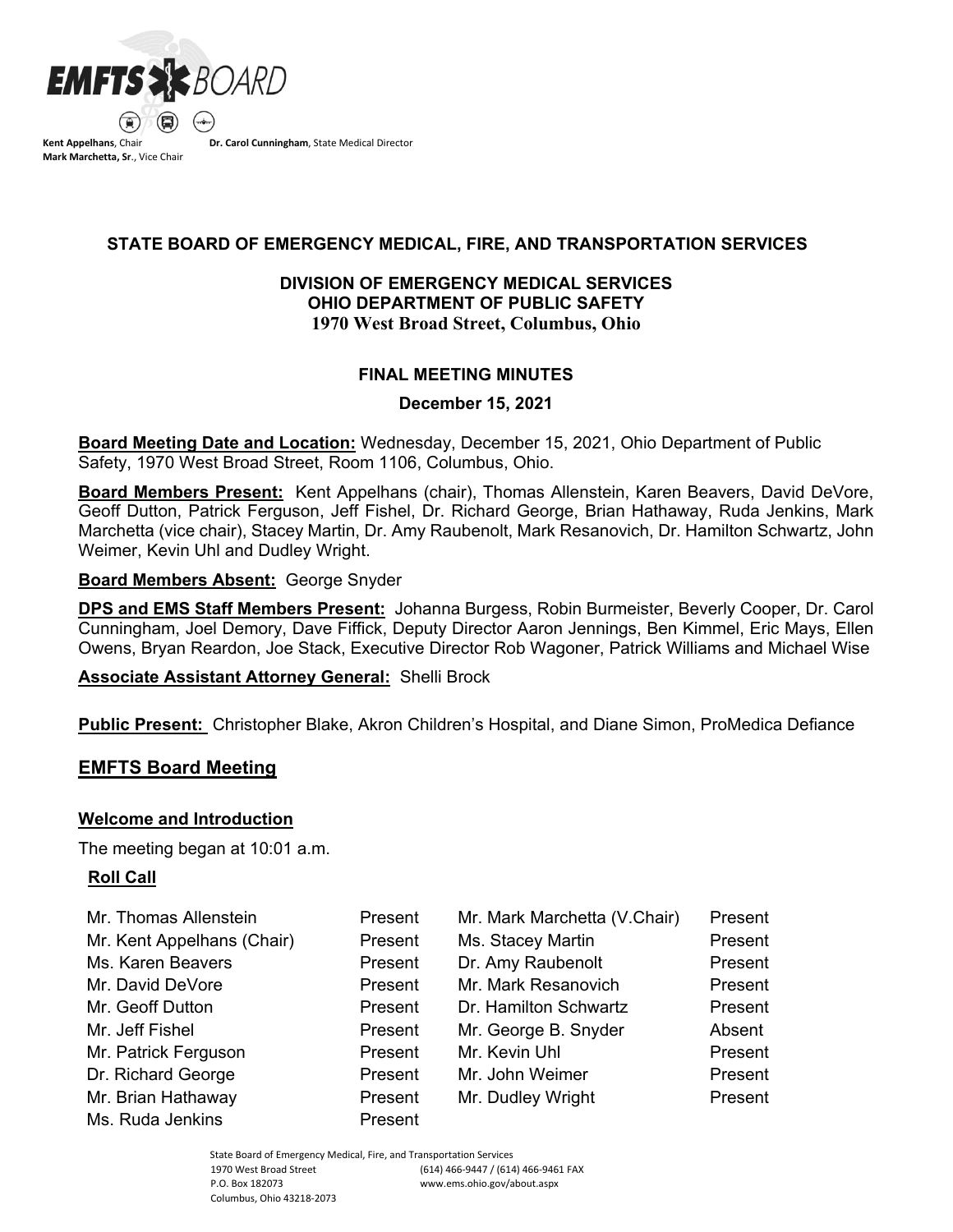**EMFTS BOARD**

**Kent Appelhans**, Chair
**Mark Marchetta, Sr**., Vice Chair
**Dr. Carol Cunningham**, State Medical Director

## STATE BOARD OF EMERGENCY MEDICAL, FIRE, AND TRANSPORTATION SERVICES

### DIVISION OF EMERGENCY MEDICAL SERVICES
### OHIO DEPARTMENT OF PUBLIC SAFETY
### 1970 West Broad Street, Columbus, Ohio

### FINAL MEETING MINUTES

**December 15, 2021**

**Board Meeting Date and Location:** Wednesday, December 15, 2021, Ohio Department of Public Safety, 1970 West Broad Street, Room 1106, Columbus, Ohio.

**Board Members Present:** Kent Appelhans (chair), Thomas Allenstein, Karen Beavers, David DeVore, Geoff Dutton, Patrick Ferguson, Jeff Fishel, Dr. Richard George, Brian Hathaway, Ruda Jenkins, Mark Marchetta (vice chair), Stacey Martin, Dr. Amy Raubenolt, Mark Resanovich, Dr. Hamilton Schwartz, John Weimer, Kevin Uhl and Dudley Wright.

**Board Members Absent:** George Snyder

**DPS and EMS Staff Members Present:** Johanna Burgess, Robin Burmeister, Beverly Cooper, Dr. Carol Cunningham, Joel Demory, Dave Fiffick, Deputy Director Aaron Jennings, Ben Kimmel, Eric Mays, Ellen Owens, Bryan Reardon, Joe Stack, Executive Director Rob Wagoner, Patrick Williams and Michael Wise

**Associate Assistant Attorney General:** Shelli Brock

**Public Present:** Christopher Blake, Akron Children's Hospital, and Diane Simon, ProMedica Defiance

## EMFTS Board Meeting

### Welcome and Introduction

The meeting began at 10:01 a.m.

#### Roll Call

| | | | |
|---|---|---|---|
| Mr. Thomas Allenstein | Present | Mr. Mark Marchetta (V.Chair) | Present |
| Mr. Kent Appelhans (Chair) | Present | Ms. Stacey Martin | Present |
| Ms. Karen Beavers | Present | Dr. Amy Raubenolt | Present |
| Mr. David DeVore | Present | Mr. Mark Resanovich | Present |
| Mr. Geoff Dutton | Present | Dr. Hamilton Schwartz | Present |
| Mr. Jeff Fishel | Present | Mr. George B. Snyder | Absent |
| Mr. Patrick Ferguson | Present | Mr. Kevin Uhl | Present |
| Dr. Richard George | Present | Mr. John Weimer | Present |
| Mr. Brian Hathaway | Present | Mr. Dudley Wright | Present |
| Ms. Ruda Jenkins | Present | | |

State Board of Emergency Medical, Fire, and Transportation Services
1970 West Broad Street
P.O. Box 182073
Columbus, Ohio 43218-2073
(614) 466-9447 / (614) 466-9461 FAX
www.ems.ohio.gov/about.aspx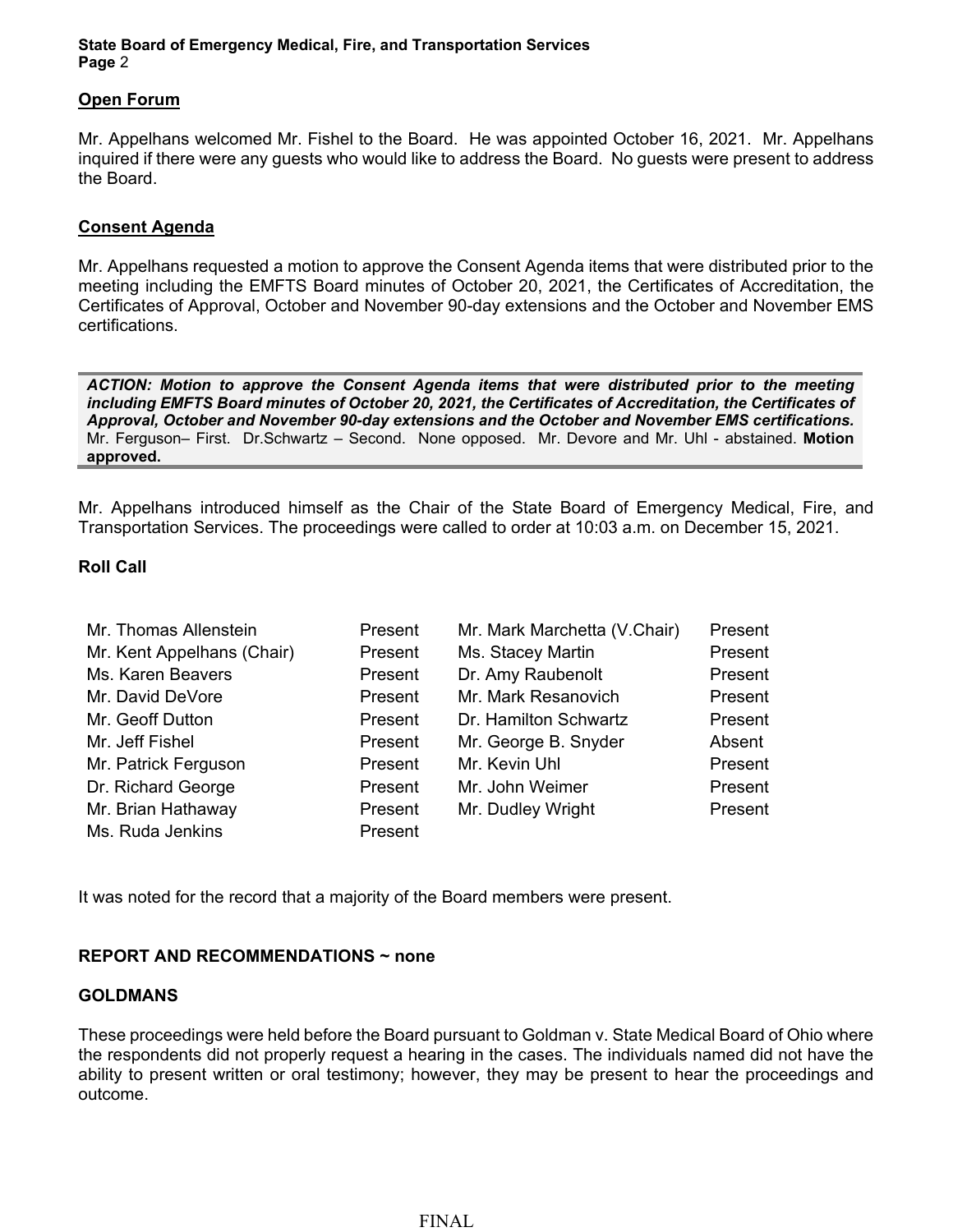## Open Forum

Mr. Appelhans welcomed Mr. Fishel to the Board. He was appointed October 16, 2021. Mr. Appelhans inquired if there were any guests who would like to address the Board. No guests were present to address the Board.

## Consent Agenda

Mr. Appelhans requested a motion to approve the Consent Agenda items that were distributed prior to the meeting including the EMFTS Board minutes of October 20, 2021, the Certificates of Accreditation, the Certificates of Approval, October and November 90-day extensions and the October and November EMS certifications.

***ACTION: Motion to approve the Consent Agenda items that were distributed prior to the meeting including EMFTS Board minutes of October 20, 2021, the Certificates of Accreditation, the Certificates of Approval, October and November 90-day extensions and the October and November EMS certifications.*** Mr. Ferguson– First. Dr.Schwartz – Second. None opposed. Mr. Devore and Mr. Uhl - abstained. **Motion approved.**

Mr. Appelhans introduced himself as the Chair of the State Board of Emergency Medical, Fire, and Transportation Services. The proceedings were called to order at 10:03 a.m. on December 15, 2021.

**Roll Call**

| | | | |
|---|---|---|---|
| Mr. Thomas Allenstein | Present | Mr. Mark Marchetta (V.Chair) | Present |
| Mr. Kent Appelhans (Chair) | Present | Ms. Stacey Martin | Present |
| Ms. Karen Beavers | Present | Dr. Amy Raubenolt | Present |
| Mr. David DeVore | Present | Mr. Mark Resanovich | Present |
| Mr. Geoff Dutton | Present | Dr. Hamilton Schwartz | Present |
| Mr. Jeff Fishel | Present | Mr. George B. Snyder | Absent |
| Mr. Patrick Ferguson | Present | Mr. Kevin Uhl | Present |
| Dr. Richard George | Present | Mr. John Weimer | Present |
| Mr. Brian Hathaway | Present | Mr. Dudley Wright | Present |
| Ms. Ruda Jenkins | Present | | |

It was noted for the record that a majority of the Board members were present.

**REPORT AND RECOMMENDATIONS ~ none**

**GOLDMANS**

These proceedings were held before the Board pursuant to Goldman v. State Medical Board of Ohio where the respondents did not properly request a hearing in the cases. The individuals named did not have the ability to present written or oral testimony; however, they may be present to hear the proceedings and outcome.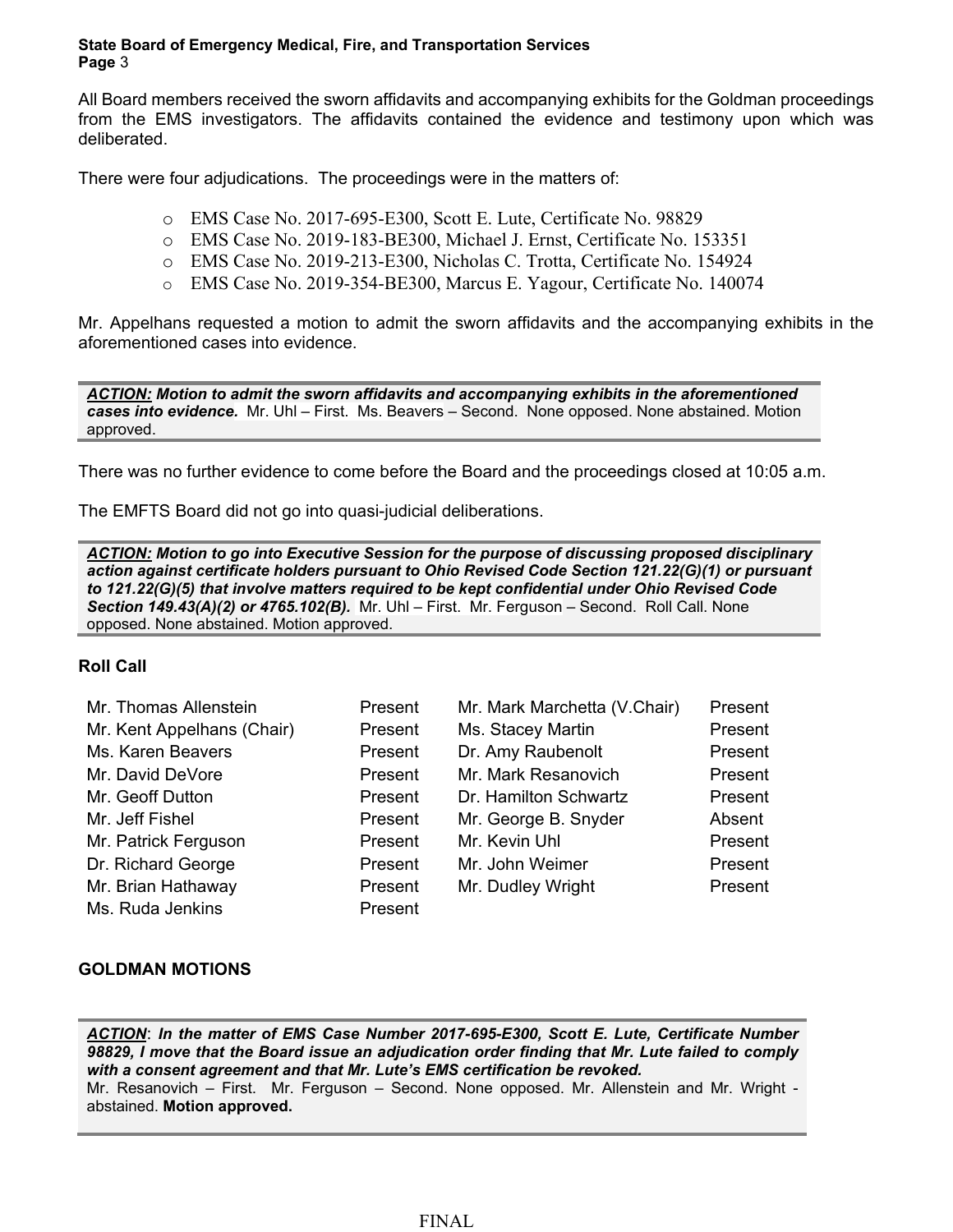All Board members received the sworn affidavits and accompanying exhibits for the Goldman proceedings from the EMS investigators. The affidavits contained the evidence and testimony upon which was deliberated.

There were four adjudications. The proceedings were in the matters of:

- EMS Case No. 2017-695-E300, Scott E. Lute, Certificate No. 98829
- EMS Case No. 2019-183-BE300, Michael J. Ernst, Certificate No. 153351
- EMS Case No. 2019-213-E300, Nicholas C. Trotta, Certificate No. 154924
- EMS Case No. 2019-354-BE300, Marcus E. Yagour, Certificate No. 140074

Mr. Appelhans requested a motion to admit the sworn affidavits and the accompanying exhibits in the aforementioned cases into evidence.

> ***ACTION:*** ***Motion to admit the sworn affidavits and accompanying exhibits in the aforementioned cases into evidence.*** Mr. Uhl – First. Ms. Beavers – Second. None opposed. None abstained. Motion approved.

There was no further evidence to come before the Board and the proceedings closed at 10:05 a.m.

The EMFTS Board did not go into quasi-judicial deliberations.

> ***ACTION:*** ***Motion to go into Executive Session for the purpose of discussing proposed disciplinary action against certificate holders pursuant to Ohio Revised Code Section 121.22(G)(1) or pursuant to 121.22(G)(5) that involve matters required to be kept confidential under Ohio Revised Code Section 149.43(A)(2) or 4765.102(B).*** Mr. Uhl – First. Mr. Ferguson – Second. Roll Call. None opposed. None abstained. Motion approved.

**Roll Call**

| | | | |
|---|---|---|---|
| Mr. Thomas Allenstein | Present | Mr. Mark Marchetta (V.Chair) | Present |
| Mr. Kent Appelhans (Chair) | Present | Ms. Stacey Martin | Present |
| Ms. Karen Beavers | Present | Dr. Amy Raubenolt | Present |
| Mr. David DeVore | Present | Mr. Mark Resanovich | Present |
| Mr. Geoff Dutton | Present | Dr. Hamilton Schwartz | Present |
| Mr. Jeff Fishel | Present | Mr. George B. Snyder | Absent |
| Mr. Patrick Ferguson | Present | Mr. Kevin Uhl | Present |
| Dr. Richard George | Present | Mr. John Weimer | Present |
| Mr. Brian Hathaway | Present | Mr. Dudley Wright | Present |
| Ms. Ruda Jenkins | Present | | |

**GOLDMAN MOTIONS**

> ***ACTION***: ***In the matter of EMS Case Number 2017-695-E300, Scott E. Lute, Certificate Number 98829, I move that the Board issue an adjudication order finding that Mr. Lute failed to comply with a consent agreement and that Mr. Lute's EMS certification be revoked.***
> Mr. Resanovich – First. Mr. Ferguson – Second. None opposed. Mr. Allenstein and Mr. Wright - abstained. **Motion approved.**

FINAL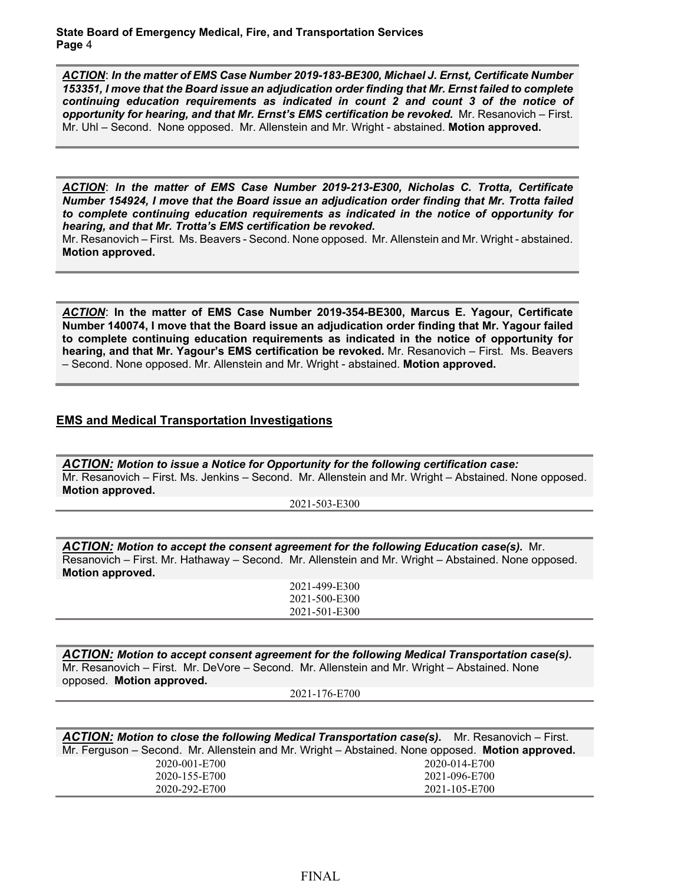***ACTION***: ***In the matter of EMS Case Number 2019-183-BE300, Michael J. Ernst, Certificate Number 153351, I move that the Board issue an adjudication order finding that Mr. Ernst failed to complete continuing education requirements as indicated in count 2 and count 3 of the notice of opportunity for hearing, and that Mr. Ernst's EMS certification be revoked.*** Mr. Resanovich – First. Mr. Uhl – Second. None opposed. Mr. Allenstein and Mr. Wright - abstained. **Motion approved.**

***ACTION***: ***In the matter of EMS Case Number 2019-213-E300, Nicholas C. Trotta, Certificate Number 154924, I move that the Board issue an adjudication order finding that Mr. Trotta failed to complete continuing education requirements as indicated in the notice of opportunity for hearing, and that Mr. Trotta's EMS certification be revoked.***
Mr. Resanovich – First. Ms. Beavers - Second. None opposed. Mr. Allenstein and Mr. Wright - abstained. **Motion approved.**

***ACTION***: **In the matter of EMS Case Number 2019-354-BE300, Marcus E. Yagour, Certificate Number 140074, I move that the Board issue an adjudication order finding that Mr. Yagour failed to complete continuing education requirements as indicated in the notice of opportunity for hearing, and that Mr. Yagour's EMS certification be revoked.** Mr. Resanovich – First. Ms. Beavers – Second. None opposed. Mr. Allenstein and Mr. Wright - abstained. **Motion approved.**

## EMS and Medical Transportation Investigations

***ACTION:*** ***Motion to issue a Notice for Opportunity for the following certification case:***
Mr. Resanovich – First. Ms. Jenkins – Second. Mr. Allenstein and Mr. Wright – Abstained. None opposed. **Motion approved.**

2021-503-E300

***ACTION:*** ***Motion to accept the consent agreement for the following Education case(s).*** Mr. Resanovich – First. Mr. Hathaway – Second. Mr. Allenstein and Mr. Wright – Abstained. None opposed. **Motion approved.**

2021-499-E300
2021-500-E300
2021-501-E300

***ACTION:*** ***Motion to accept consent agreement for the following Medical Transportation case(s).*** Mr. Resanovich – First. Mr. DeVore – Second. Mr. Allenstein and Mr. Wright – Abstained. None opposed. **Motion approved.**

2021-176-E700

***ACTION:*** ***Motion to close the following Medical Transportation case(s).*** Mr. Resanovich – First. Mr. Ferguson – Second. Mr. Allenstein and Mr. Wright – Abstained. None opposed. **Motion approved.**

| | |
|---|---|
| 2020-001-E700 | 2020-014-E700 |
| 2020-155-E700 | 2021-096-E700 |
| 2020-292-E700 | 2021-105-E700 |

FINAL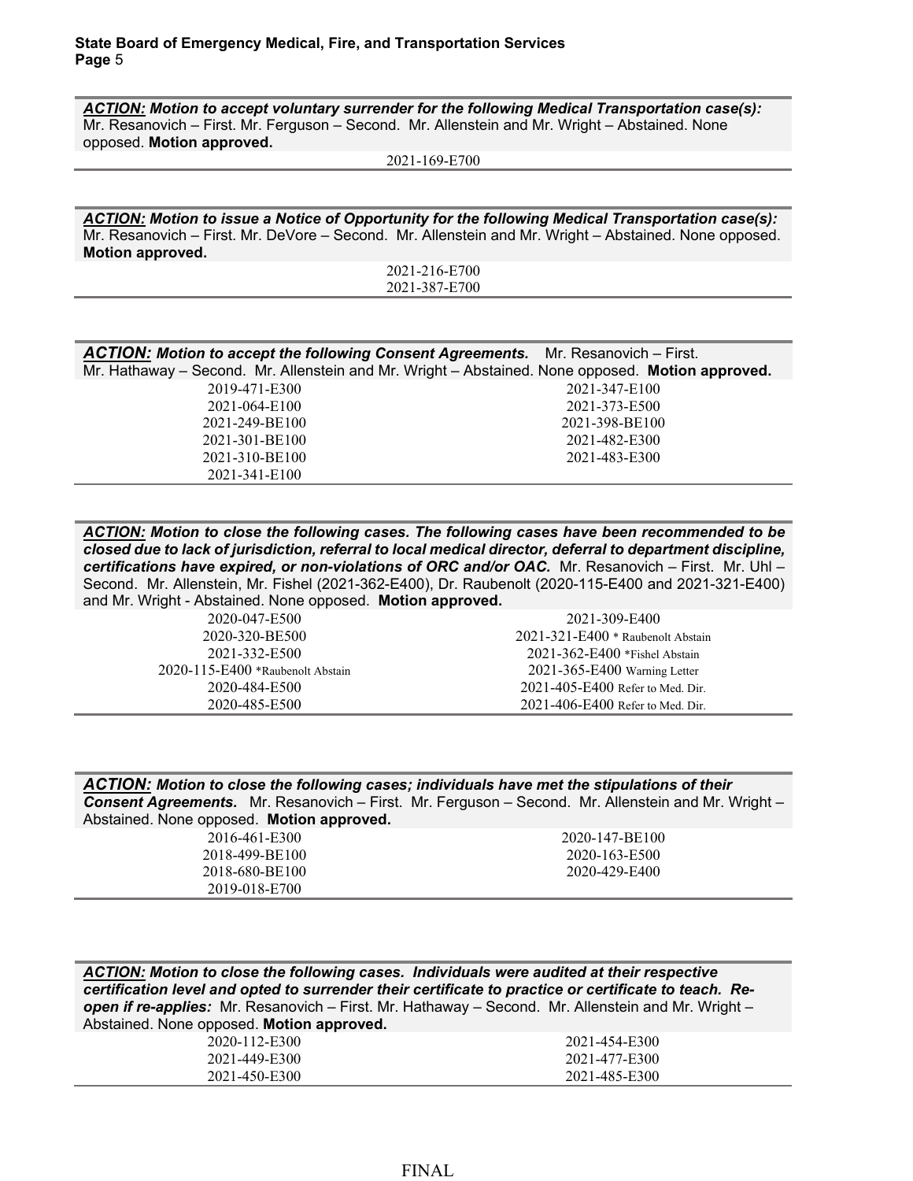***ACTION:*** ***Motion to accept voluntary surrender for the following Medical Transportation case(s):*** Mr. Resanovich – First. Mr. Ferguson – Second. Mr. Allenstein and Mr. Wright – Abstained. None opposed. **Motion approved.**

2021-169-E700

---

***ACTION:*** ***Motion to issue a Notice of Opportunity for the following Medical Transportation case(s):*** Mr. Resanovich – First. Mr. DeVore – Second. Mr. Allenstein and Mr. Wright – Abstained. None opposed. **Motion approved.**

2021-216-E700
2021-387-E700

---

***ACTION:*** ***Motion to accept the following Consent Agreements.*** Mr. Resanovich – First. Mr. Hathaway – Second. Mr. Allenstein and Mr. Wright – Abstained. None opposed. **Motion approved.**

| | |
|---|---|
| 2019-471-E300 | 2021-347-E100 |
| 2021-064-E100 | 2021-373-E500 |
| 2021-249-BE100 | 2021-398-BE100 |
| 2021-301-BE100 | 2021-482-E300 |
| 2021-310-BE100 | 2021-483-E300 |
| 2021-341-E100 | |

---

***ACTION:*** ***Motion to close the following cases. The following cases have been recommended to be closed due to lack of jurisdiction, referral to local medical director, deferral to department discipline, certifications have expired, or non-violations of ORC and/or OAC.*** Mr. Resanovich – First. Mr. Uhl – Second. Mr. Allenstein, Mr. Fishel (2021-362-E400), Dr. Raubenolt (2020-115-E400 and 2021-321-E400) and Mr. Wright - Abstained. None opposed. **Motion approved.**

| | |
|---|---|
| 2020-047-E500 | 2021-309-E400 |
| 2020-320-BE500 | 2021-321-E400 * Raubenolt Abstain |
| 2021-332-E500 | 2021-362-E400 *Fishel Abstain |
| 2020-115-E400 *Raubenolt Abstain | 2021-365-E400 Warning Letter |
| 2020-484-E500 | 2021-405-E400 Refer to Med. Dir. |
| 2020-485-E500 | 2021-406-E400 Refer to Med. Dir. |

---

***ACTION:*** ***Motion to close the following cases; individuals have met the stipulations of their Consent Agreements.*** Mr. Resanovich – First. Mr. Ferguson – Second. Mr. Allenstein and Mr. Wright – Abstained. None opposed. **Motion approved.**

| | |
|---|---|
| 2016-461-E300 | 2020-147-BE100 |
| 2018-499-BE100 | 2020-163-E500 |
| 2018-680-BE100 | 2020-429-E400 |
| 2019-018-E700 | |

---

***ACTION:*** ***Motion to close the following cases. Individuals were audited at their respective certification level and opted to surrender their certificate to practice or certificate to teach. Re-open if re-applies:*** Mr. Resanovich – First. Mr. Hathaway – Second. Mr. Allenstein and Mr. Wright – Abstained. None opposed. **Motion approved.**

| | |
|---|---|
| 2020-112-E300 | 2021-454-E300 |
| 2021-449-E300 | 2021-477-E300 |
| 2021-450-E300 | 2021-485-E300 |

FINAL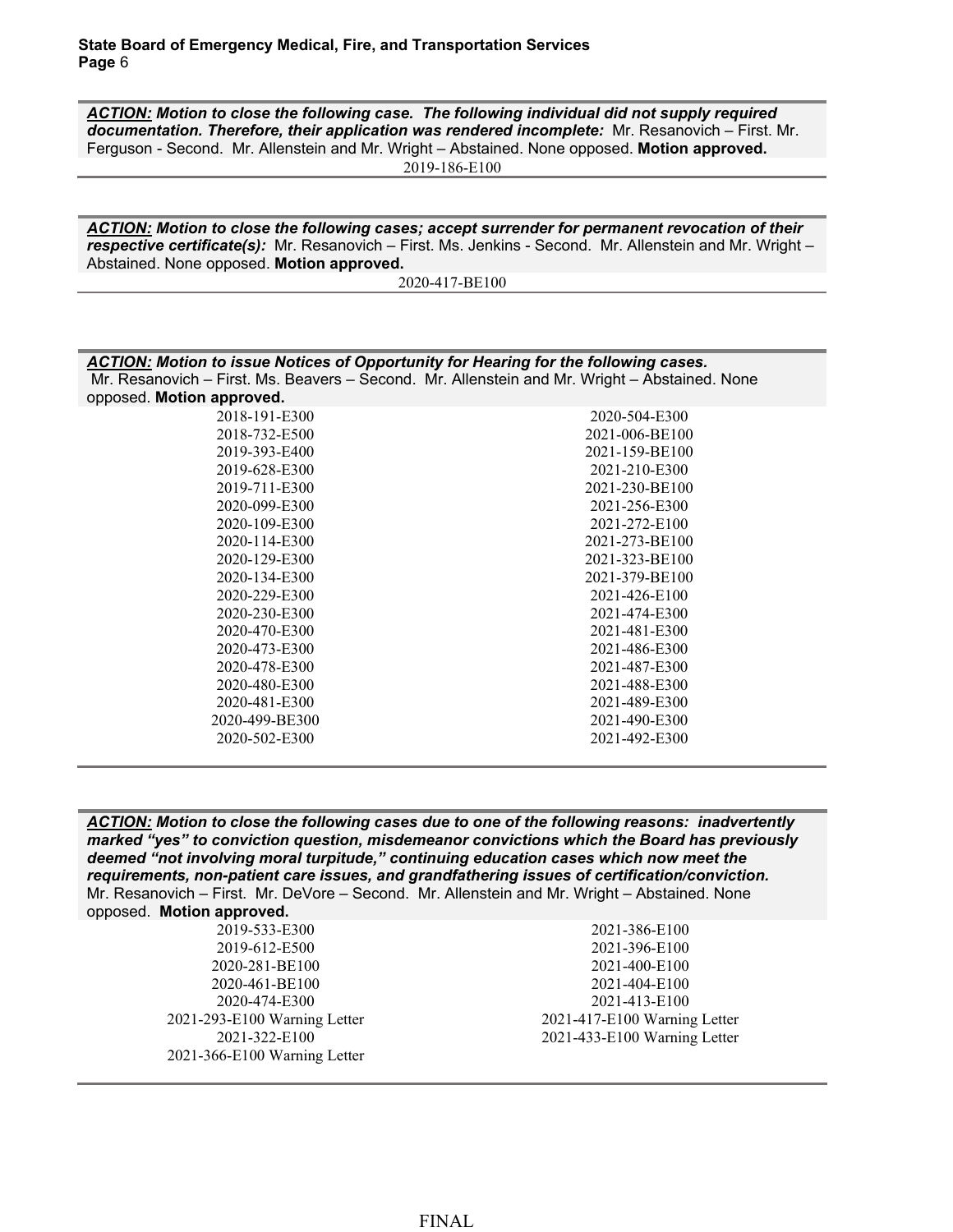***ACTION:*** ***Motion to close the following case. The following individual did not supply required documentation. Therefore, their application was rendered incomplete:*** Mr. Resanovich – First. Mr. Ferguson - Second. Mr. Allenstein and Mr. Wright – Abstained. None opposed. **Motion approved.**

2019-186-E100

***ACTION:*** ***Motion to close the following cases; accept surrender for permanent revocation of their respective certificate(s):*** Mr. Resanovich – First. Ms. Jenkins - Second. Mr. Allenstein and Mr. Wright – Abstained. None opposed. **Motion approved.**

2020-417-BE100

***ACTION:*** ***Motion to issue Notices of Opportunity for Hearing for the following cases.*** Mr. Resanovich – First. Ms. Beavers – Second. Mr. Allenstein and Mr. Wright – Abstained. None opposed. **Motion approved.**

2018-191-E300
2018-732-E500
2019-393-E400
2019-628-E300
2019-711-E300
2020-099-E300
2020-109-E300
2020-114-E300
2020-129-E300
2020-134-E300
2020-229-E300
2020-230-E300
2020-470-E300
2020-473-E300
2020-478-E300
2020-480-E300
2020-481-E300
2020-499-BE300
2020-502-E300
2020-504-E300
2021-006-BE100
2021-159-BE100
2021-210-E300
2021-230-BE100
2021-256-E300
2021-272-E100
2021-273-BE100
2021-323-BE100
2021-379-BE100
2021-426-E100
2021-474-E300
2021-481-E300
2021-486-E300
2021-487-E300
2021-488-E300
2021-489-E300
2021-490-E300
2021-492-E300

***ACTION:*** ***Motion to close the following cases due to one of the following reasons: inadvertently marked "yes" to conviction question, misdemeanor convictions which the Board has previously deemed "not involving moral turpitude," continuing education cases which now meet the requirements, non-patient care issues, and grandfathering issues of certification/conviction.*** Mr. Resanovich – First. Mr. DeVore – Second. Mr. Allenstein and Mr. Wright – Abstained. None opposed. **Motion approved.**

2019-533-E300
2019-612-E500
2020-281-BE100
2020-461-BE100
2020-474-E300
2021-293-E100 Warning Letter
2021-322-E100
2021-366-E100 Warning Letter
2021-386-E100
2021-396-E100
2021-400-E100
2021-404-E100
2021-413-E100
2021-417-E100 Warning Letter
2021-433-E100 Warning Letter

FINAL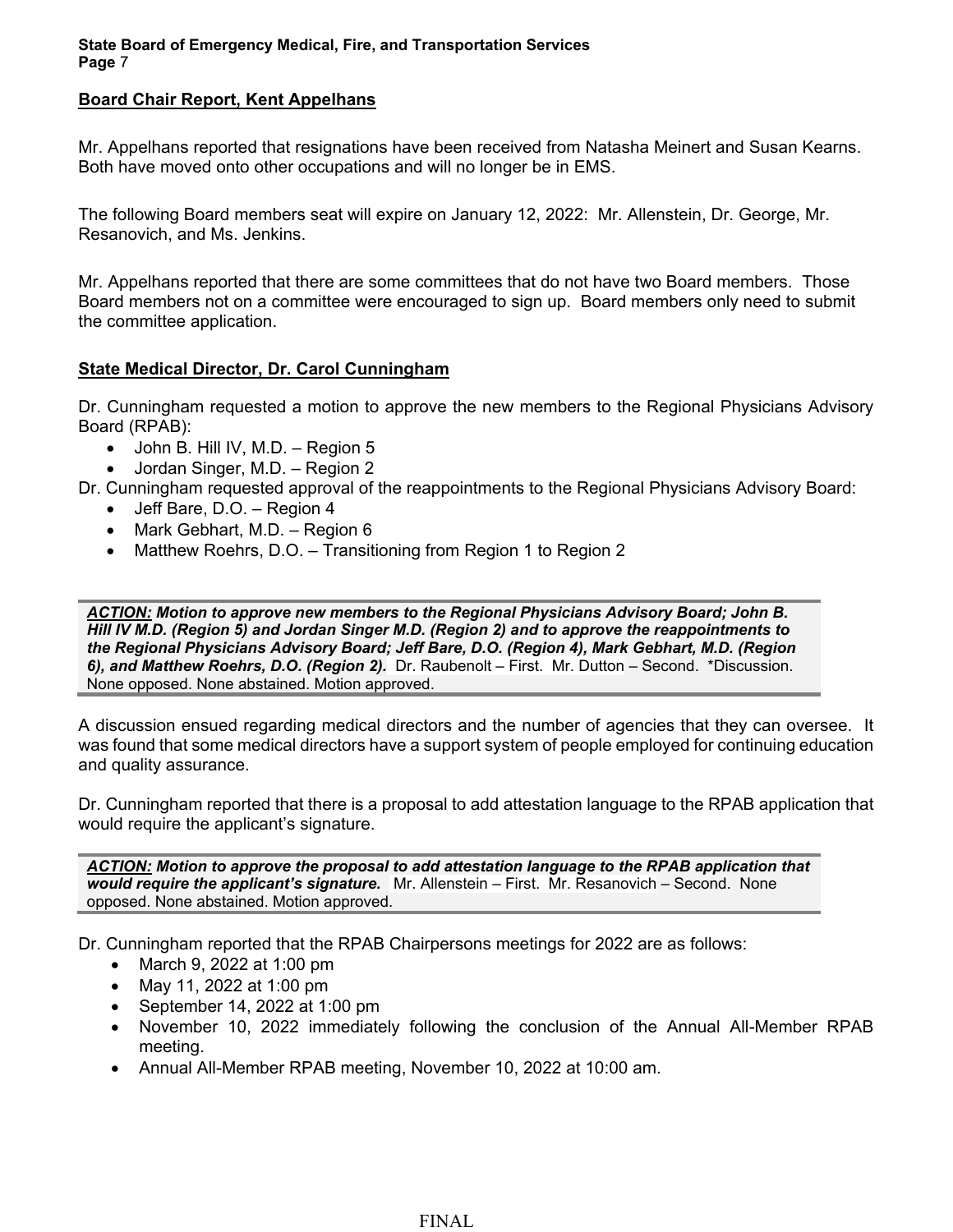**Board Chair Report, Kent Appelhans**

Mr. Appelhans reported that resignations have been received from Natasha Meinert and Susan Kearns. Both have moved onto other occupations and will no longer be in EMS.

The following Board members seat will expire on January 12, 2022: Mr. Allenstein, Dr. George, Mr. Resanovich, and Ms. Jenkins.

Mr. Appelhans reported that there are some committees that do not have two Board members. Those Board members not on a committee were encouraged to sign up. Board members only need to submit the committee application.

**State Medical Director, Dr. Carol Cunningham**

Dr. Cunningham requested a motion to approve the new members to the Regional Physicians Advisory Board (RPAB):

- John B. Hill IV, M.D. – Region 5
- Jordan Singer, M.D. – Region 2

Dr. Cunningham requested approval of the reappointments to the Regional Physicians Advisory Board:

- Jeff Bare, D.O. – Region 4
- Mark Gebhart, M.D. – Region 6
- Matthew Roehrs, D.O. – Transitioning from Region 1 to Region 2

> ***ACTION:* Motion to approve new members to the Regional Physicians Advisory Board; John B. Hill IV M.D. (Region 5) and Jordan Singer M.D. (Region 2) and to approve the reappointments to the Regional Physicians Advisory Board; Jeff Bare, D.O. (Region 4), Mark Gebhart, M.D. (Region 6), and Matthew Roehrs, D.O. (Region 2).** Dr. Raubenolt – First. Mr. Dutton – Second. *Discussion. None opposed. None abstained. Motion approved.

A discussion ensued regarding medical directors and the number of agencies that they can oversee. It was found that some medical directors have a support system of people employed for continuing education and quality assurance.

Dr. Cunningham reported that there is a proposal to add attestation language to the RPAB application that would require the applicant's signature.

> ***ACTION:* Motion to approve the proposal to add attestation language to the RPAB application that would require the applicant's signature.** Mr. Allenstein – First. Mr. Resanovich – Second. None opposed. None abstained. Motion approved.

Dr. Cunningham reported that the RPAB Chairpersons meetings for 2022 are as follows:

- March 9, 2022 at 1:00 pm
- May 11, 2022 at 1:00 pm
- September 14, 2022 at 1:00 pm
- November 10, 2022 immediately following the conclusion of the Annual All-Member RPAB meeting.
- Annual All-Member RPAB meeting, November 10, 2022 at 10:00 am.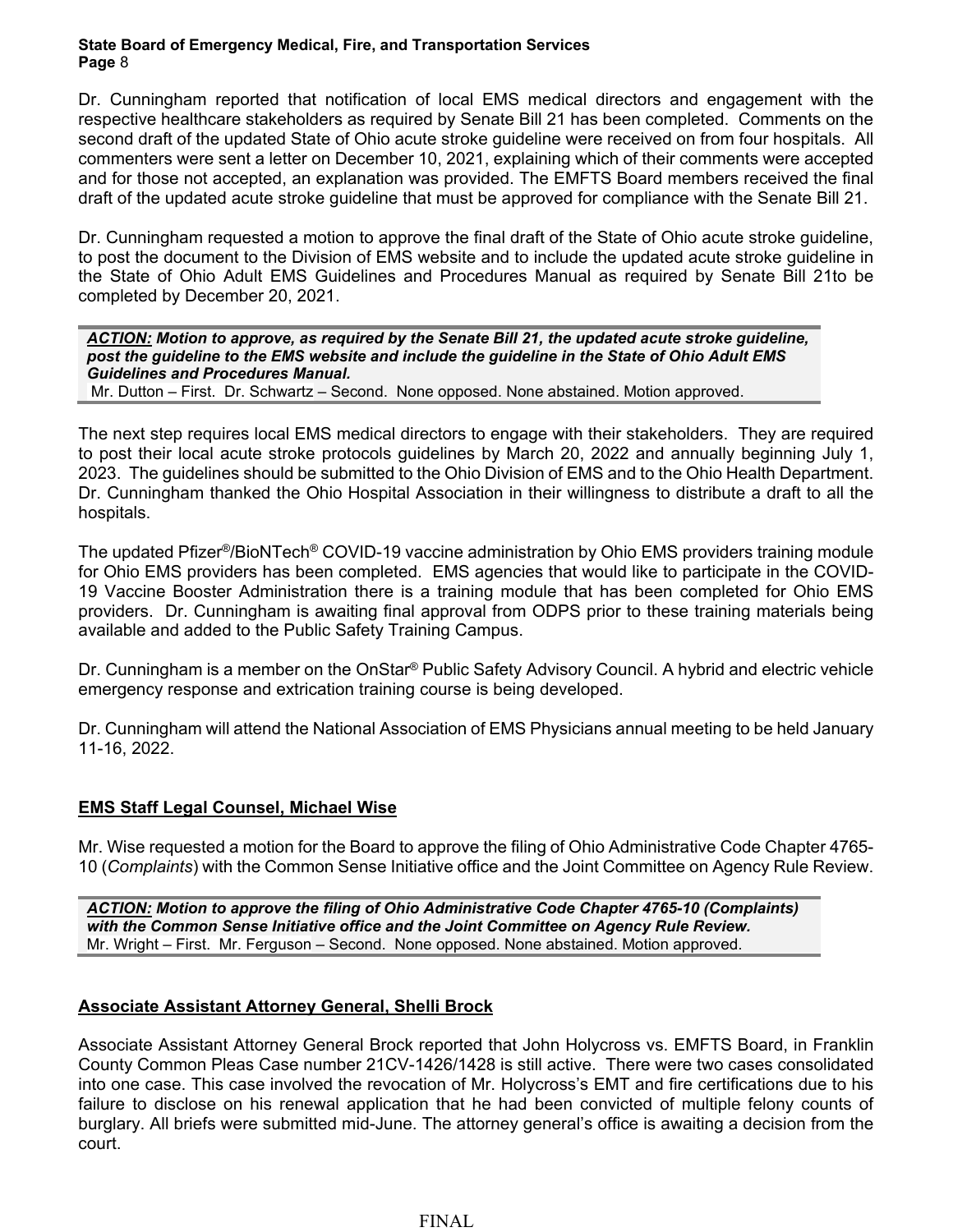Dr. Cunningham reported that notification of local EMS medical directors and engagement with the respective healthcare stakeholders as required by Senate Bill 21 has been completed. Comments on the second draft of the updated State of Ohio acute stroke guideline were received on from four hospitals. All commenters were sent a letter on December 10, 2021, explaining which of their comments were accepted and for those not accepted, an explanation was provided. The EMFTS Board members received the final draft of the updated acute stroke guideline that must be approved for compliance with the Senate Bill 21.

Dr. Cunningham requested a motion to approve the final draft of the State of Ohio acute stroke guideline, to post the document to the Division of EMS website and to include the updated acute stroke guideline in the State of Ohio Adult EMS Guidelines and Procedures Manual as required by Senate Bill 21to be completed by December 20, 2021.

***ACTION:*** ***Motion to approve, as required by the Senate Bill 21, the updated acute stroke guideline, post the guideline to the EMS website and include the guideline in the State of Ohio Adult EMS Guidelines and Procedures Manual.***
Mr. Dutton – First. Dr. Schwartz – Second. None opposed. None abstained. Motion approved.

The next step requires local EMS medical directors to engage with their stakeholders. They are required to post their local acute stroke protocols guidelines by March 20, 2022 and annually beginning July 1, 2023. The guidelines should be submitted to the Ohio Division of EMS and to the Ohio Health Department. Dr. Cunningham thanked the Ohio Hospital Association in their willingness to distribute a draft to all the hospitals.

The updated Pfizer®/BioNTech® COVID-19 vaccine administration by Ohio EMS providers training module for Ohio EMS providers has been completed. EMS agencies that would like to participate in the COVID-19 Vaccine Booster Administration there is a training module that has been completed for Ohio EMS providers. Dr. Cunningham is awaiting final approval from ODPS prior to these training materials being available and added to the Public Safety Training Campus.

Dr. Cunningham is a member on the OnStar® Public Safety Advisory Council. A hybrid and electric vehicle emergency response and extrication training course is being developed.

Dr. Cunningham will attend the National Association of EMS Physicians annual meeting to be held January 11-16, 2022.

## EMS Staff Legal Counsel, Michael Wise

Mr. Wise requested a motion for the Board to approve the filing of Ohio Administrative Code Chapter 4765-10 (*Complaints*) with the Common Sense Initiative office and the Joint Committee on Agency Rule Review.

***ACTION:*** ***Motion to approve the filing of Ohio Administrative Code Chapter 4765-10 (Complaints) with the Common Sense Initiative office and the Joint Committee on Agency Rule Review.***
Mr. Wright – First. Mr. Ferguson – Second. None opposed. None abstained. Motion approved.

## Associate Assistant Attorney General, Shelli Brock

Associate Assistant Attorney General Brock reported that John Holycross vs. EMFTS Board, in Franklin County Common Pleas Case number 21CV-1426/1428 is still active. There were two cases consolidated into one case. This case involved the revocation of Mr. Holycross's EMT and fire certifications due to his failure to disclose on his renewal application that he had been convicted of multiple felony counts of burglary. All briefs were submitted mid-June. The attorney general's office is awaiting a decision from the court.

FINAL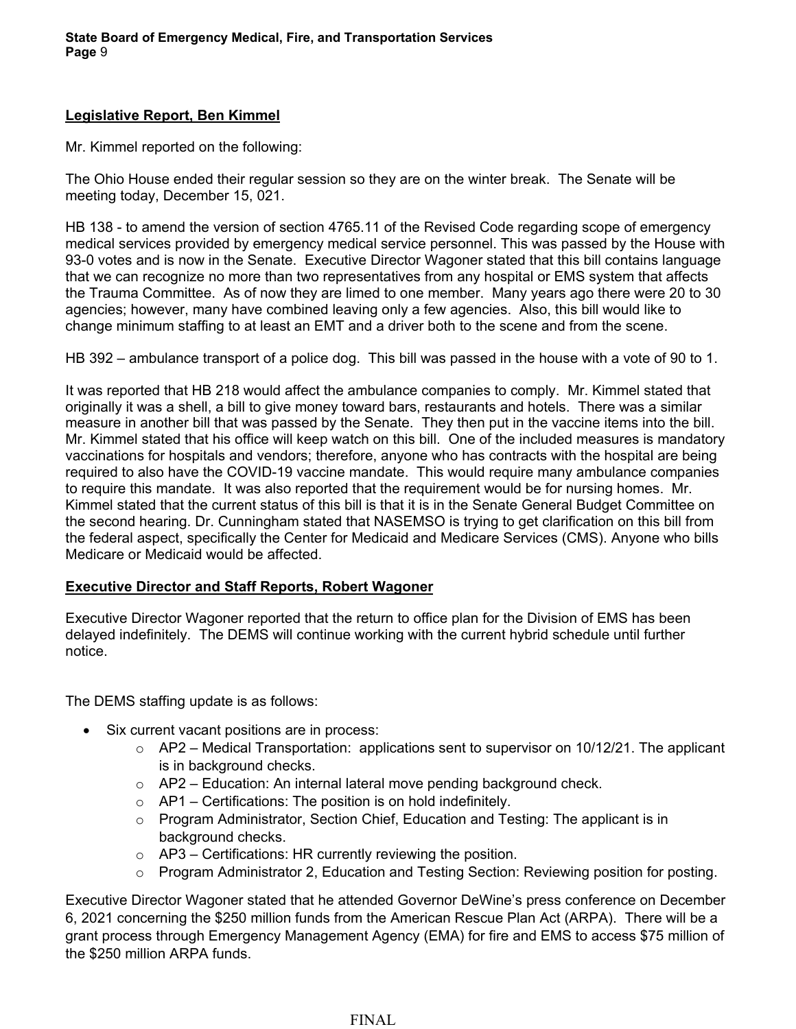**Legislative Report, Ben Kimmel**

Mr. Kimmel reported on the following:

The Ohio House ended their regular session so they are on the winter break. The Senate will be meeting today, December 15, 021.

HB 138 - to amend the version of section 4765.11 of the Revised Code regarding scope of emergency medical services provided by emergency medical service personnel. This was passed by the House with 93-0 votes and is now in the Senate. Executive Director Wagoner stated that this bill contains language that we can recognize no more than two representatives from any hospital or EMS system that affects the Trauma Committee. As of now they are limed to one member. Many years ago there were 20 to 30 agencies; however, many have combined leaving only a few agencies. Also, this bill would like to change minimum staffing to at least an EMT and a driver both to the scene and from the scene.

HB 392 – ambulance transport of a police dog. This bill was passed in the house with a vote of 90 to 1.

It was reported that HB 218 would affect the ambulance companies to comply. Mr. Kimmel stated that originally it was a shell, a bill to give money toward bars, restaurants and hotels. There was a similar measure in another bill that was passed by the Senate. They then put in the vaccine items into the bill. Mr. Kimmel stated that his office will keep watch on this bill. One of the included measures is mandatory vaccinations for hospitals and vendors; therefore, anyone who has contracts with the hospital are being required to also have the COVID-19 vaccine mandate. This would require many ambulance companies to require this mandate. It was also reported that the requirement would be for nursing homes. Mr. Kimmel stated that the current status of this bill is that it is in the Senate General Budget Committee on the second hearing. Dr. Cunningham stated that NASEMSO is trying to get clarification on this bill from the federal aspect, specifically the Center for Medicaid and Medicare Services (CMS). Anyone who bills Medicare or Medicaid would be affected.

**Executive Director and Staff Reports, Robert Wagoner**

Executive Director Wagoner reported that the return to office plan for the Division of EMS has been delayed indefinitely. The DEMS will continue working with the current hybrid schedule until further notice.

The DEMS staffing update is as follows:

- Six current vacant positions are in process:
  - AP2 – Medical Transportation: applications sent to supervisor on 10/12/21. The applicant is in background checks.
  - AP2 – Education: An internal lateral move pending background check.
  - AP1 – Certifications: The position is on hold indefinitely.
  - Program Administrator, Section Chief, Education and Testing: The applicant is in background checks.
  - AP3 – Certifications: HR currently reviewing the position.
  - Program Administrator 2, Education and Testing Section: Reviewing position for posting.

Executive Director Wagoner stated that he attended Governor DeWine's press conference on December 6, 2021 concerning the $250 million funds from the American Rescue Plan Act (ARPA). There will be a grant process through Emergency Management Agency (EMA) for fire and EMS to access $75 million of the $250 million ARPA funds.

FINAL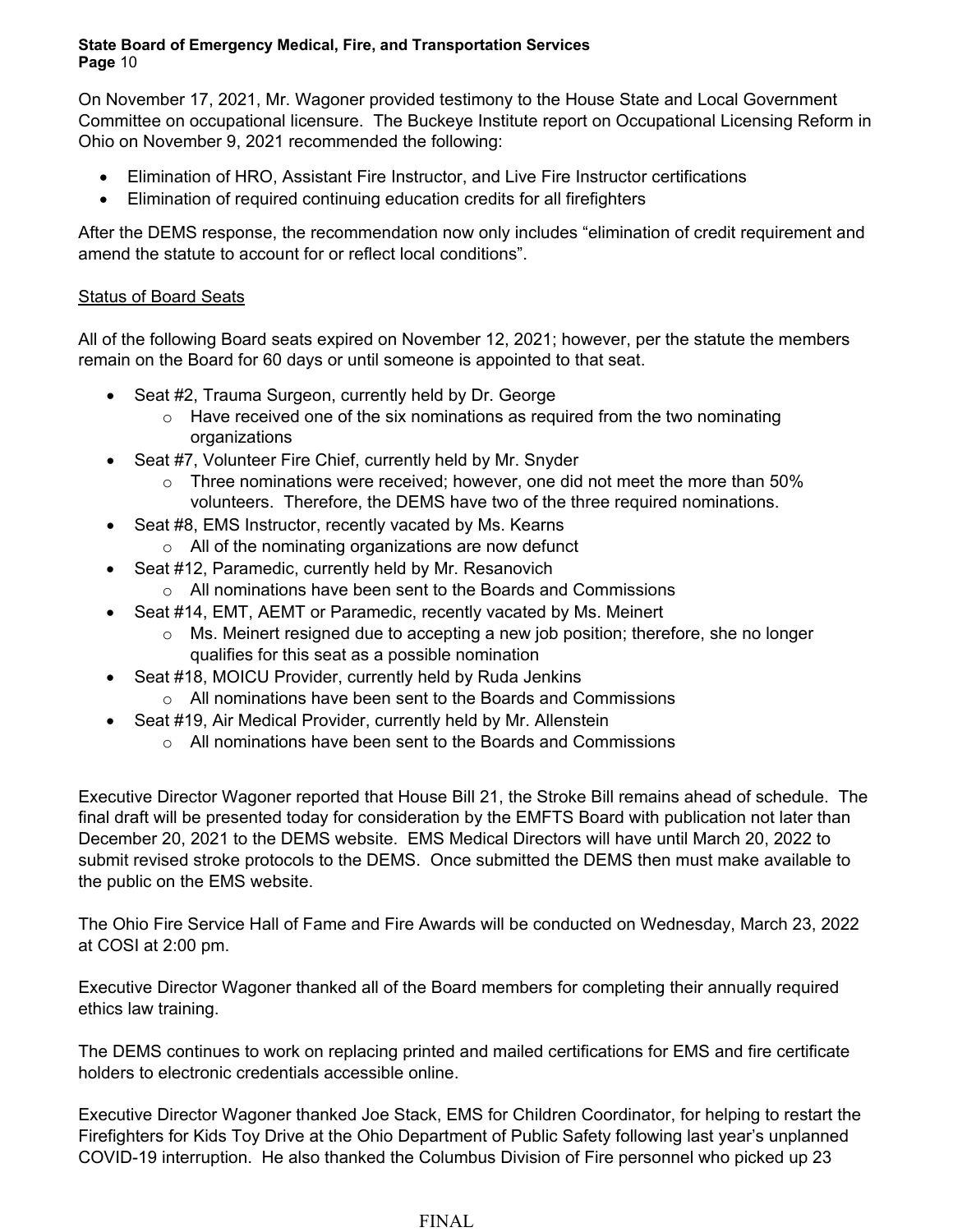On November 17, 2021, Mr. Wagoner provided testimony to the House State and Local Government Committee on occupational licensure. The Buckeye Institute report on Occupational Licensing Reform in Ohio on November 9, 2021 recommended the following:

- Elimination of HRO, Assistant Fire Instructor, and Live Fire Instructor certifications
- Elimination of required continuing education credits for all firefighters

After the DEMS response, the recommendation now only includes "elimination of credit requirement and amend the statute to account for or reflect local conditions".

<u>Status of Board Seats</u>

All of the following Board seats expired on November 12, 2021; however, per the statute the members remain on the Board for 60 days or until someone is appointed to that seat.

- Seat #2, Trauma Surgeon, currently held by Dr. George
    - Have received one of the six nominations as required from the two nominating organizations
- Seat #7, Volunteer Fire Chief, currently held by Mr. Snyder
    - Three nominations were received; however, one did not meet the more than 50% volunteers. Therefore, the DEMS have two of the three required nominations.
- Seat #8, EMS Instructor, recently vacated by Ms. Kearns
    - All of the nominating organizations are now defunct
- Seat #12, Paramedic, currently held by Mr. Resanovich
    - All nominations have been sent to the Boards and Commissions
- Seat #14, EMT, AEMT or Paramedic, recently vacated by Ms. Meinert
    - Ms. Meinert resigned due to accepting a new job position; therefore, she no longer qualifies for this seat as a possible nomination
- Seat #18, MOICU Provider, currently held by Ruda Jenkins
    - All nominations have been sent to the Boards and Commissions
- Seat #19, Air Medical Provider, currently held by Mr. Allenstein
    - All nominations have been sent to the Boards and Commissions

Executive Director Wagoner reported that House Bill 21, the Stroke Bill remains ahead of schedule. The final draft will be presented today for consideration by the EMFTS Board with publication not later than December 20, 2021 to the DEMS website. EMS Medical Directors will have until March 20, 2022 to submit revised stroke protocols to the DEMS. Once submitted the DEMS then must make available to the public on the EMS website.

The Ohio Fire Service Hall of Fame and Fire Awards will be conducted on Wednesday, March 23, 2022 at COSI at 2:00 pm.

Executive Director Wagoner thanked all of the Board members for completing their annually required ethics law training.

The DEMS continues to work on replacing printed and mailed certifications for EMS and fire certificate holders to electronic credentials accessible online.

Executive Director Wagoner thanked Joe Stack, EMS for Children Coordinator, for helping to restart the Firefighters for Kids Toy Drive at the Ohio Department of Public Safety following last year's unplanned COVID-19 interruption. He also thanked the Columbus Division of Fire personnel who picked up 23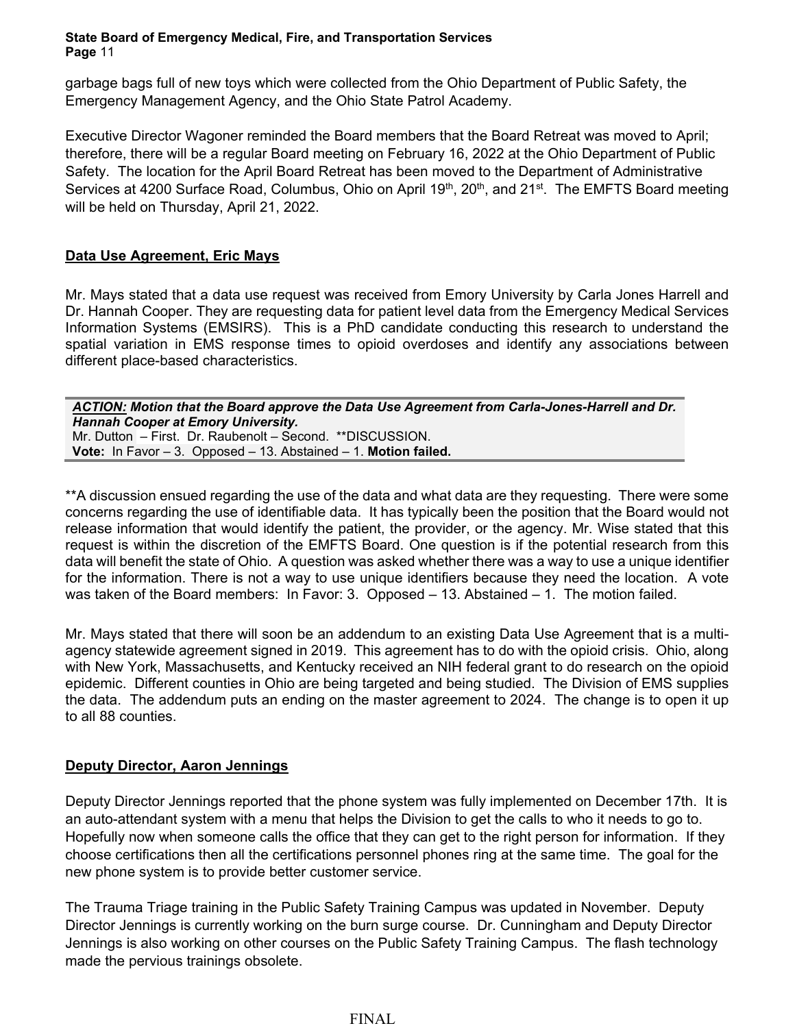garbage bags full of new toys which were collected from the Ohio Department of Public Safety, the Emergency Management Agency, and the Ohio State Patrol Academy.

Executive Director Wagoner reminded the Board members that the Board Retreat was moved to April; therefore, there will be a regular Board meeting on February 16, 2022 at the Ohio Department of Public Safety. The location for the April Board Retreat has been moved to the Department of Administrative Services at 4200 Surface Road, Columbus, Ohio on April 19th, 20th, and 21st. The EMFTS Board meeting will be held on Thursday, April 21, 2022.

## Data Use Agreement, Eric Mays

Mr. Mays stated that a data use request was received from Emory University by Carla Jones Harrell and Dr. Hannah Cooper. They are requesting data for patient level data from the Emergency Medical Services Information Systems (EMSIRS). This is a PhD candidate conducting this research to understand the spatial variation in EMS response times to opioid overdoses and identify any associations between different place-based characteristics.

> ***ACTION:* Motion that the Board approve the Data Use Agreement from Carla-Jones-Harrell and Dr. Hannah Cooper at Emory University.**
> Mr. Dutton – First. Dr. Raubenolt – Second. **DISCUSSION.
> **Vote:** In Favor – 3. Opposed – 13. Abstained – 1. **Motion failed.**

**A discussion ensued regarding the use of the data and what data are they requesting. There were some concerns regarding the use of identifiable data. It has typically been the position that the Board would not release information that would identify the patient, the provider, or the agency. Mr. Wise stated that this request is within the discretion of the EMFTS Board. One question is if the potential research from this data will benefit the state of Ohio. A question was asked whether there was a way to use a unique identifier for the information. There is not a way to use unique identifiers because they need the location. A vote was taken of the Board members: In Favor: 3. Opposed – 13. Abstained – 1. The motion failed.

Mr. Mays stated that there will soon be an addendum to an existing Data Use Agreement that is a multi-agency statewide agreement signed in 2019. This agreement has to do with the opioid crisis. Ohio, along with New York, Massachusetts, and Kentucky received an NIH federal grant to do research on the opioid epidemic. Different counties in Ohio are being targeted and being studied. The Division of EMS supplies the data. The addendum puts an ending on the master agreement to 2024. The change is to open it up to all 88 counties.

## Deputy Director, Aaron Jennings

Deputy Director Jennings reported that the phone system was fully implemented on December 17th. It is an auto-attendant system with a menu that helps the Division to get the calls to who it needs to go to. Hopefully now when someone calls the office that they can get to the right person for information. If they choose certifications then all the certifications personnel phones ring at the same time. The goal for the new phone system is to provide better customer service.

The Trauma Triage training in the Public Safety Training Campus was updated in November. Deputy Director Jennings is currently working on the burn surge course. Dr. Cunningham and Deputy Director Jennings is also working on other courses on the Public Safety Training Campus. The flash technology made the pervious trainings obsolete.

FINAL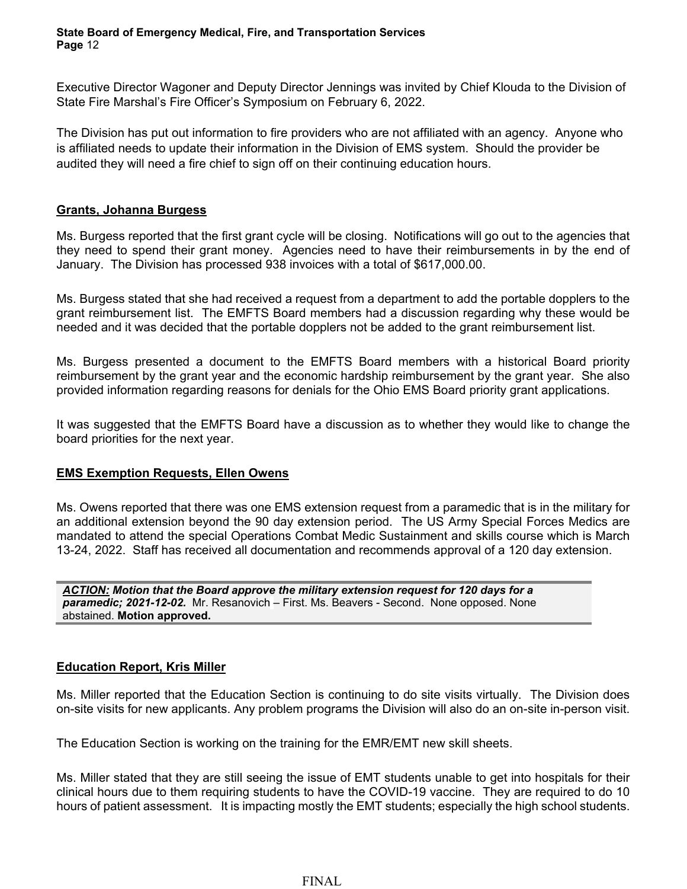Executive Director Wagoner and Deputy Director Jennings was invited by Chief Klouda to the Division of State Fire Marshal's Fire Officer's Symposium on February 6, 2022.

The Division has put out information to fire providers who are not affiliated with an agency. Anyone who is affiliated needs to update their information in the Division of EMS system. Should the provider be audited they will need a fire chief to sign off on their continuing education hours.

**Grants, Johanna Burgess**

Ms. Burgess reported that the first grant cycle will be closing. Notifications will go out to the agencies that they need to spend their grant money. Agencies need to have their reimbursements in by the end of January. The Division has processed 938 invoices with a total of $617,000.00.

Ms. Burgess stated that she had received a request from a department to add the portable dopplers to the grant reimbursement list. The EMFTS Board members had a discussion regarding why these would be needed and it was decided that the portable dopplers not be added to the grant reimbursement list.

Ms. Burgess presented a document to the EMFTS Board members with a historical Board priority reimbursement by the grant year and the economic hardship reimbursement by the grant year. She also provided information regarding reasons for denials for the Ohio EMS Board priority grant applications.

It was suggested that the EMFTS Board have a discussion as to whether they would like to change the board priorities for the next year.

**EMS Exemption Requests, Ellen Owens**

Ms. Owens reported that there was one EMS extension request from a paramedic that is in the military for an additional extension beyond the 90 day extension period. The US Army Special Forces Medics are mandated to attend the special Operations Combat Medic Sustainment and skills course which is March 13-24, 2022. Staff has received all documentation and recommends approval of a 120 day extension.

***ACTION:*** ***Motion that the Board approve the military extension request for 120 days for a paramedic; 2021-12-02.*** Mr. Resanovich – First. Ms. Beavers - Second. None opposed. None abstained. **Motion approved.**

**Education Report, Kris Miller**

Ms. Miller reported that the Education Section is continuing to do site visits virtually. The Division does on-site visits for new applicants. Any problem programs the Division will also do an on-site in-person visit.

The Education Section is working on the training for the EMR/EMT new skill sheets.

Ms. Miller stated that they are still seeing the issue of EMT students unable to get into hospitals for their clinical hours due to them requiring students to have the COVID-19 vaccine. They are required to do 10 hours of patient assessment. It is impacting mostly the EMT students; especially the high school students.

FINAL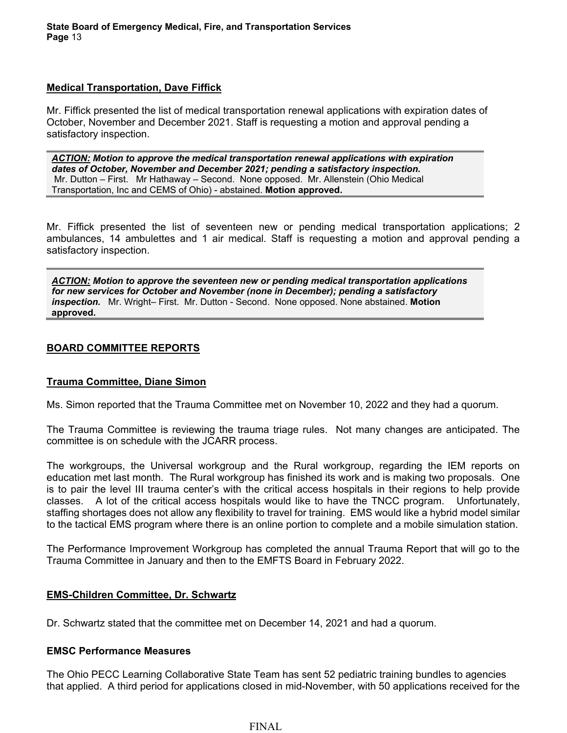**Medical Transportation, Dave Fiffick**

Mr. Fiffick presented the list of medical transportation renewal applications with expiration dates of October, November and December 2021. Staff is requesting a motion and approval pending a satisfactory inspection.

> ***ACTION:*** ***Motion to approve the medical transportation renewal applications with expiration dates of October, November and December 2021; pending a satisfactory inspection.*** Mr. Dutton – First. Mr Hathaway – Second. None opposed. Mr. Allenstein (Ohio Medical Transportation, Inc and CEMS of Ohio) - abstained. **Motion approved.**

Mr. Fiffick presented the list of seventeen new or pending medical transportation applications; 2 ambulances, 14 ambulettes and 1 air medical. Staff is requesting a motion and approval pending a satisfactory inspection.

> ***ACTION:*** ***Motion to approve the seventeen new or pending medical transportation applications for new services for October and November (none in December); pending a satisfactory inspection.*** Mr. Wright– First. Mr. Dutton - Second. None opposed. None abstained. **Motion approved.**

**BOARD COMMITTEE REPORTS**

**Trauma Committee, Diane Simon**

Ms. Simon reported that the Trauma Committee met on November 10, 2022 and they had a quorum.

The Trauma Committee is reviewing the trauma triage rules. Not many changes are anticipated. The committee is on schedule with the JCARR process.

The workgroups, the Universal workgroup and the Rural workgroup, regarding the IEM reports on education met last month. The Rural workgroup has finished its work and is making two proposals. One is to pair the level III trauma center's with the critical access hospitals in their regions to help provide classes. A lot of the critical access hospitals would like to have the TNCC program. Unfortunately, staffing shortages does not allow any flexibility to travel for training. EMS would like a hybrid model similar to the tactical EMS program where there is an online portion to complete and a mobile simulation station.

The Performance Improvement Workgroup has completed the annual Trauma Report that will go to the Trauma Committee in January and then to the EMFTS Board in February 2022.

**EMS-Children Committee, Dr. Schwartz**

Dr. Schwartz stated that the committee met on December 14, 2021 and had a quorum.

**EMSC Performance Measures**

The Ohio PECC Learning Collaborative State Team has sent 52 pediatric training bundles to agencies that applied. A third period for applications closed in mid-November, with 50 applications received for the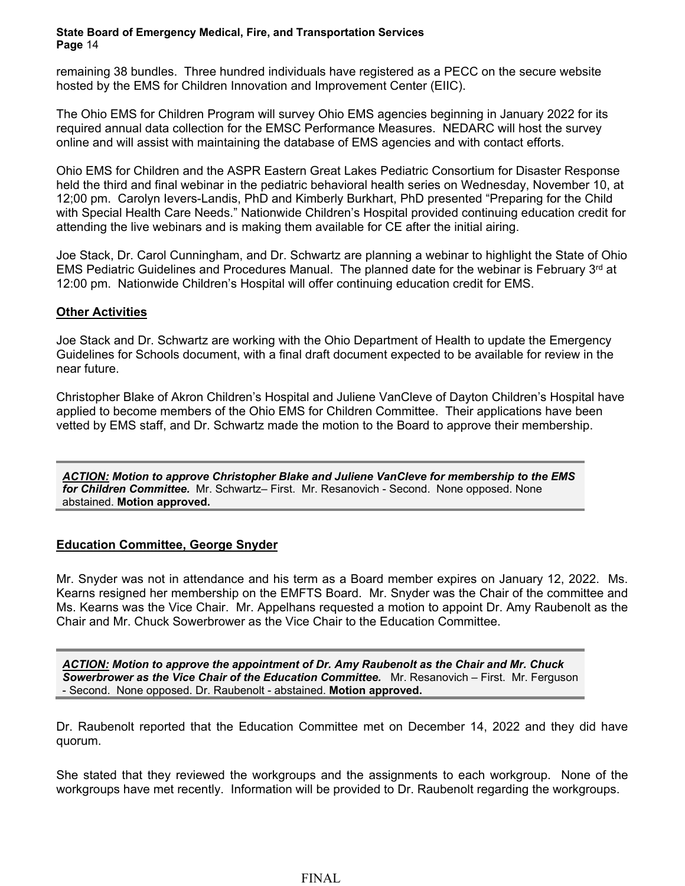remaining 38 bundles. Three hundred individuals have registered as a PECC on the secure website hosted by the EMS for Children Innovation and Improvement Center (EIIC).

The Ohio EMS for Children Program will survey Ohio EMS agencies beginning in January 2022 for its required annual data collection for the EMSC Performance Measures. NEDARC will host the survey online and will assist with maintaining the database of EMS agencies and with contact efforts.

Ohio EMS for Children and the ASPR Eastern Great Lakes Pediatric Consortium for Disaster Response held the third and final webinar in the pediatric behavioral health series on Wednesday, November 10, at 12;00 pm. Carolyn Ievers-Landis, PhD and Kimberly Burkhart, PhD presented "Preparing for the Child with Special Health Care Needs." Nationwide Children's Hospital provided continuing education credit for attending the live webinars and is making them available for CE after the initial airing.

Joe Stack, Dr. Carol Cunningham, and Dr. Schwartz are planning a webinar to highlight the State of Ohio EMS Pediatric Guidelines and Procedures Manual. The planned date for the webinar is February 3rd at 12:00 pm. Nationwide Children's Hospital will offer continuing education credit for EMS.

**Other Activities**

Joe Stack and Dr. Schwartz are working with the Ohio Department of Health to update the Emergency Guidelines for Schools document, with a final draft document expected to be available for review in the near future.

Christopher Blake of Akron Children's Hospital and Juliene VanCleve of Dayton Children's Hospital have applied to become members of the Ohio EMS for Children Committee. Their applications have been vetted by EMS staff, and Dr. Schwartz made the motion to the Board to approve their membership.

> ***ACTION:* Motion to approve Christopher Blake and Juliene VanCleve for membership to the EMS for Children Committee.** Mr. Schwartz– First. Mr. Resanovich - Second. None opposed. None abstained. **Motion approved.**

**Education Committee, George Snyder**

Mr. Snyder was not in attendance and his term as a Board member expires on January 12, 2022. Ms. Kearns resigned her membership on the EMFTS Board. Mr. Snyder was the Chair of the committee and Ms. Kearns was the Vice Chair. Mr. Appelhans requested a motion to appoint Dr. Amy Raubenolt as the Chair and Mr. Chuck Sowerbrower as the Vice Chair to the Education Committee.

> ***ACTION:* Motion to approve the appointment of Dr. Amy Raubenolt as the Chair and Mr. Chuck Sowerbrower as the Vice Chair of the Education Committee.** Mr. Resanovich – First. Mr. Ferguson - Second. None opposed. Dr. Raubenolt - abstained. **Motion approved.**

Dr. Raubenolt reported that the Education Committee met on December 14, 2022 and they did have quorum.

She stated that they reviewed the workgroups and the assignments to each workgroup. None of the workgroups have met recently. Information will be provided to Dr. Raubenolt regarding the workgroups.

FINAL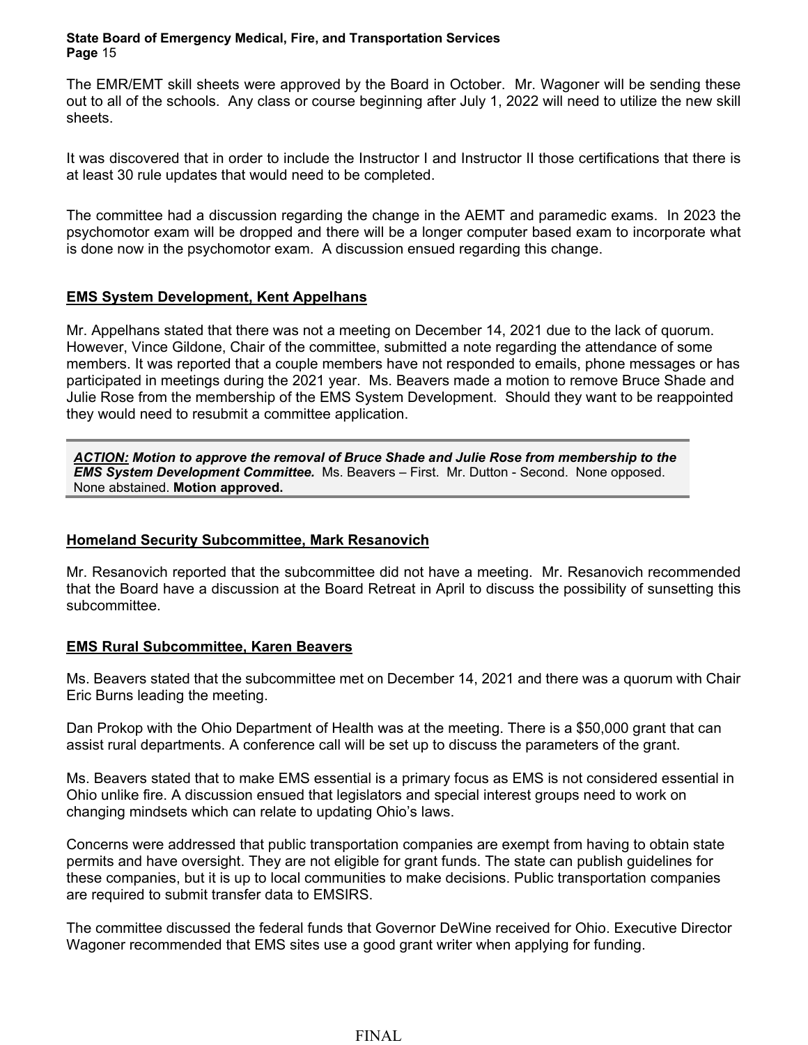The EMR/EMT skill sheets were approved by the Board in October. Mr. Wagoner will be sending these out to all of the schools. Any class or course beginning after July 1, 2022 will need to utilize the new skill sheets.

It was discovered that in order to include the Instructor I and Instructor II those certifications that there is at least 30 rule updates that would need to be completed.

The committee had a discussion regarding the change in the AEMT and paramedic exams. In 2023 the psychomotor exam will be dropped and there will be a longer computer based exam to incorporate what is done now in the psychomotor exam. A discussion ensued regarding this change.

**EMS System Development, Kent Appelhans**

Mr. Appelhans stated that there was not a meeting on December 14, 2021 due to the lack of quorum. However, Vince Gildone, Chair of the committee, submitted a note regarding the attendance of some members. It was reported that a couple members have not responded to emails, phone messages or has participated in meetings during the 2021 year. Ms. Beavers made a motion to remove Bruce Shade and Julie Rose from the membership of the EMS System Development. Should they want to be reappointed they would need to resubmit a committee application.

***ACTION:* *Motion to approve the removal of Bruce Shade and Julie Rose from membership to the EMS System Development Committee.*** Ms. Beavers – First. Mr. Dutton - Second. None opposed. None abstained. **Motion approved.**

**Homeland Security Subcommittee, Mark Resanovich**

Mr. Resanovich reported that the subcommittee did not have a meeting. Mr. Resanovich recommended that the Board have a discussion at the Board Retreat in April to discuss the possibility of sunsetting this subcommittee.

**EMS Rural Subcommittee, Karen Beavers**

Ms. Beavers stated that the subcommittee met on December 14, 2021 and there was a quorum with Chair Eric Burns leading the meeting.

Dan Prokop with the Ohio Department of Health was at the meeting. There is a $50,000 grant that can assist rural departments. A conference call will be set up to discuss the parameters of the grant.

Ms. Beavers stated that to make EMS essential is a primary focus as EMS is not considered essential in Ohio unlike fire. A discussion ensued that legislators and special interest groups need to work on changing mindsets which can relate to updating Ohio's laws.

Concerns were addressed that public transportation companies are exempt from having to obtain state permits and have oversight. They are not eligible for grant funds. The state can publish guidelines for these companies, but it is up to local communities to make decisions. Public transportation companies are required to submit transfer data to EMSIRS.

The committee discussed the federal funds that Governor DeWine received for Ohio. Executive Director Wagoner recommended that EMS sites use a good grant writer when applying for funding.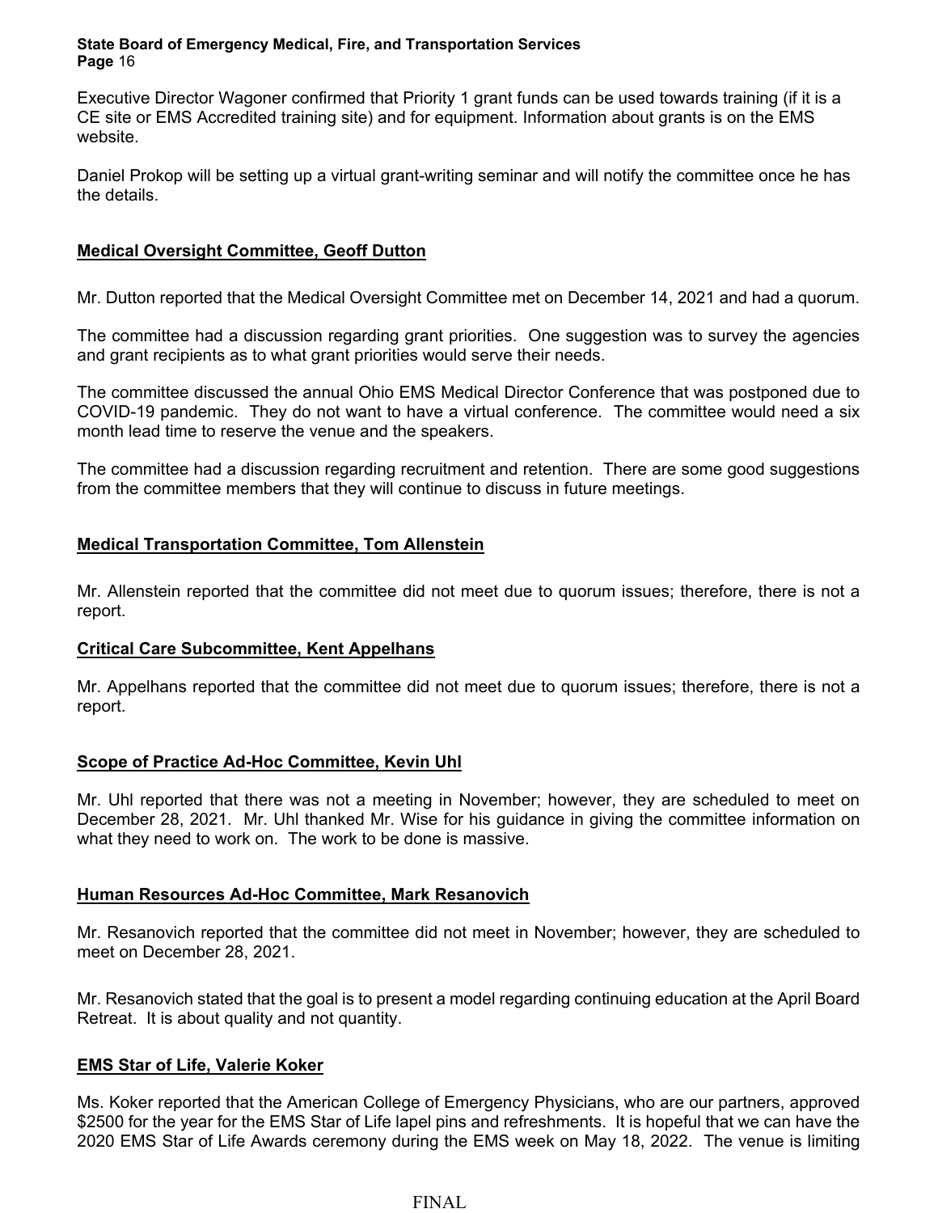Executive Director Wagoner confirmed that Priority 1 grant funds can be used towards training (if it is a CE site or EMS Accredited training site) and for equipment. Information about grants is on the EMS website.

Daniel Prokop will be setting up a virtual grant-writing seminar and will notify the committee once he has the details.

**Medical Oversight Committee, Geoff Dutton**

Mr. Dutton reported that the Medical Oversight Committee met on December 14, 2021 and had a quorum.

The committee had a discussion regarding grant priorities. One suggestion was to survey the agencies and grant recipients as to what grant priorities would serve their needs.

The committee discussed the annual Ohio EMS Medical Director Conference that was postponed due to COVID-19 pandemic. They do not want to have a virtual conference. The committee would need a six month lead time to reserve the venue and the speakers.

The committee had a discussion regarding recruitment and retention. There are some good suggestions from the committee members that they will continue to discuss in future meetings.

**Medical Transportation Committee, Tom Allenstein**

Mr. Allenstein reported that the committee did not meet due to quorum issues; therefore, there is not a report.

**Critical Care Subcommittee, Kent Appelhans**

Mr. Appelhans reported that the committee did not meet due to quorum issues; therefore, there is not a report.

**Scope of Practice Ad-Hoc Committee, Kevin Uhl**

Mr. Uhl reported that there was not a meeting in November; however, they are scheduled to meet on December 28, 2021. Mr. Uhl thanked Mr. Wise for his guidance in giving the committee information on what they need to work on. The work to be done is massive.

**Human Resources Ad-Hoc Committee, Mark Resanovich**

Mr. Resanovich reported that the committee did not meet in November; however, they are scheduled to meet on December 28, 2021.

Mr. Resanovich stated that the goal is to present a model regarding continuing education at the April Board Retreat. It is about quality and not quantity.

**EMS Star of Life, Valerie Koker**

Ms. Koker reported that the American College of Emergency Physicians, who are our partners, approved $2500 for the year for the EMS Star of Life lapel pins and refreshments. It is hopeful that we can have the 2020 EMS Star of Life Awards ceremony during the EMS week on May 18, 2022. The venue is limiting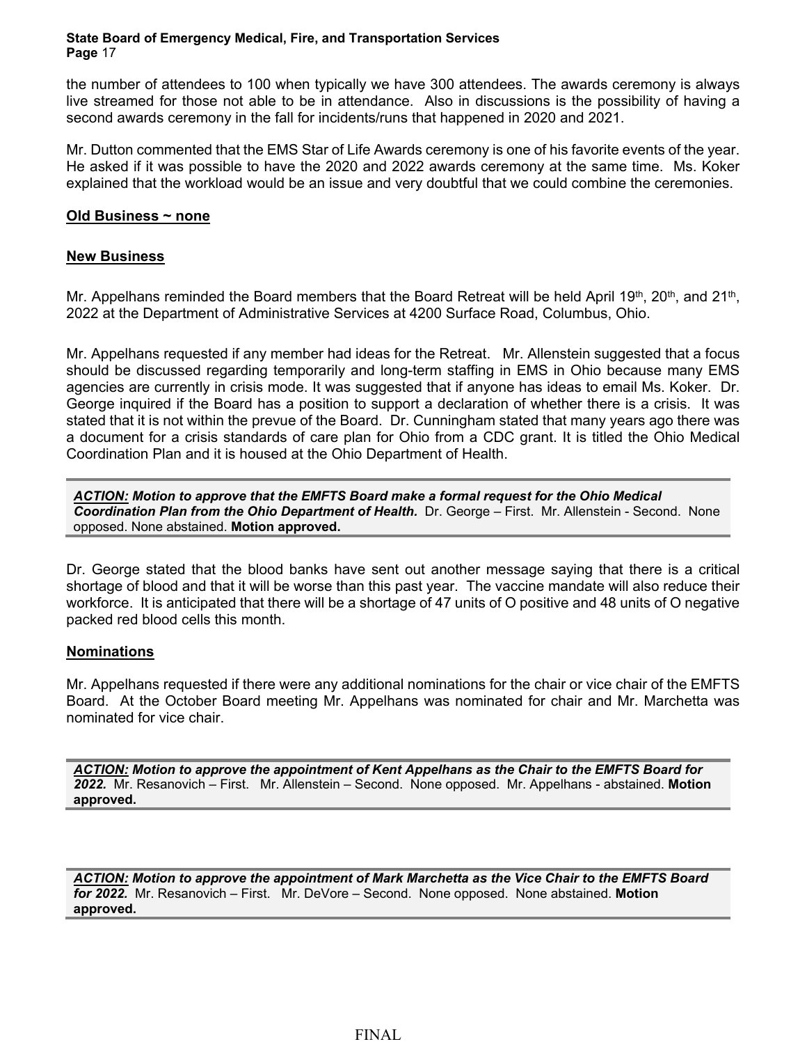the number of attendees to 100 when typically we have 300 attendees. The awards ceremony is always live streamed for those not able to be in attendance. Also in discussions is the possibility of having a second awards ceremony in the fall for incidents/runs that happened in 2020 and 2021.

Mr. Dutton commented that the EMS Star of Life Awards ceremony is one of his favorite events of the year. He asked if it was possible to have the 2020 and 2022 awards ceremony at the same time. Ms. Koker explained that the workload would be an issue and very doubtful that we could combine the ceremonies.

**Old Business ~ none**

**New Business**

Mr. Appelhans reminded the Board members that the Board Retreat will be held April 19th, 20th, and 21st, 2022 at the Department of Administrative Services at 4200 Surface Road, Columbus, Ohio.

Mr. Appelhans requested if any member had ideas for the Retreat. Mr. Allenstein suggested that a focus should be discussed regarding temporarily and long-term staffing in EMS in Ohio because many EMS agencies are currently in crisis mode. It was suggested that if anyone has ideas to email Ms. Koker. Dr. George inquired if the Board has a position to support a declaration of whether there is a crisis. It was stated that it is not within the prevue of the Board. Dr. Cunningham stated that many years ago there was a document for a crisis standards of care plan for Ohio from a CDC grant. It is titled the Ohio Medical Coordination Plan and it is housed at the Ohio Department of Health.

***ACTION:* *Motion to approve that the EMFTS Board make a formal request for the Ohio Medical Coordination Plan from the Ohio Department of Health.*** Dr. George – First. Mr. Allenstein - Second. None opposed. None abstained. **Motion approved.**

Dr. George stated that the blood banks have sent out another message saying that there is a critical shortage of blood and that it will be worse than this past year. The vaccine mandate will also reduce their workforce. It is anticipated that there will be a shortage of 47 units of O positive and 48 units of O negative packed red blood cells this month.

**Nominations**

Mr. Appelhans requested if there were any additional nominations for the chair or vice chair of the EMFTS Board. At the October Board meeting Mr. Appelhans was nominated for chair and Mr. Marchetta was nominated for vice chair.

***ACTION:* *Motion to approve the appointment of Kent Appelhans as the Chair to the EMFTS Board for 2022.*** Mr. Resanovich – First. Mr. Allenstein – Second. None opposed. Mr. Appelhans - abstained. **Motion approved.**

***ACTION:* *Motion to approve the appointment of Mark Marchetta as the Vice Chair to the EMFTS Board for 2022.*** Mr. Resanovich – First. Mr. DeVore – Second. None opposed. None abstained. **Motion approved.**

FINAL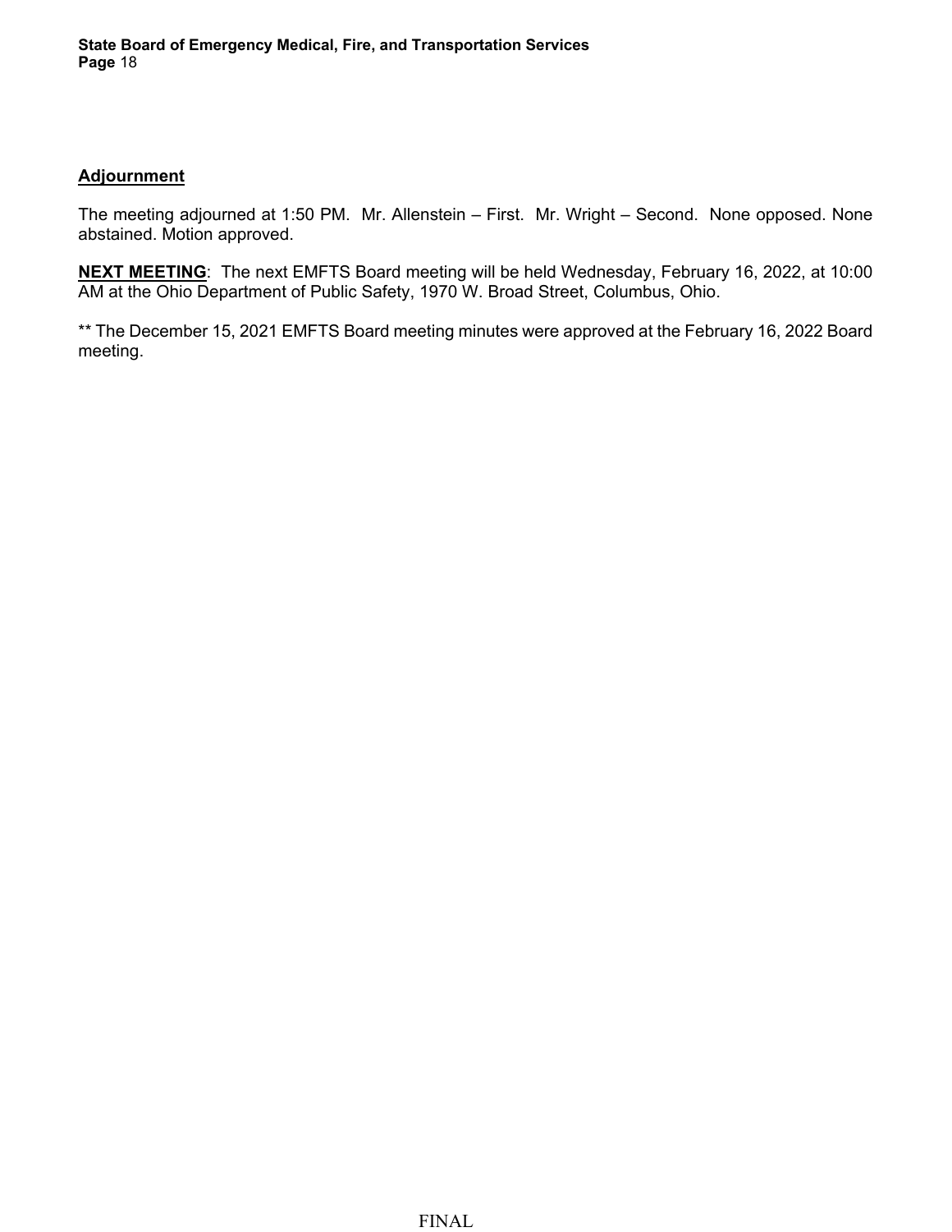## Adjournment

The meeting adjourned at 1:50 PM. Mr. Allenstein – First. Mr. Wright – Second. None opposed. None abstained. Motion approved.

**NEXT MEETING**: The next EMFTS Board meeting will be held Wednesday, February 16, 2022, at 10:00 AM at the Ohio Department of Public Safety, 1970 W. Broad Street, Columbus, Ohio.

** The December 15, 2021 EMFTS Board meeting minutes were approved at the February 16, 2022 Board meeting.

FINAL